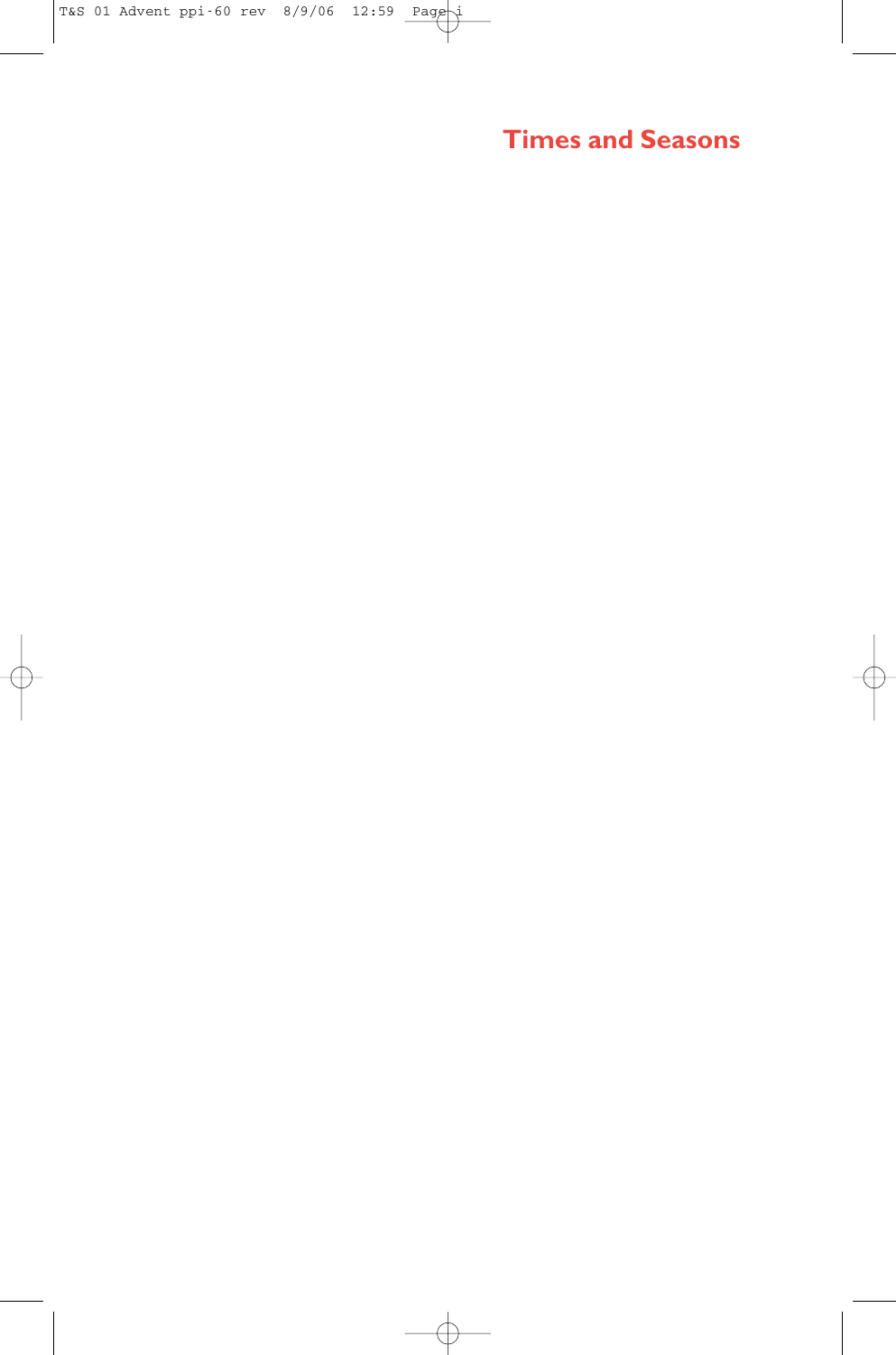# Times and Seasons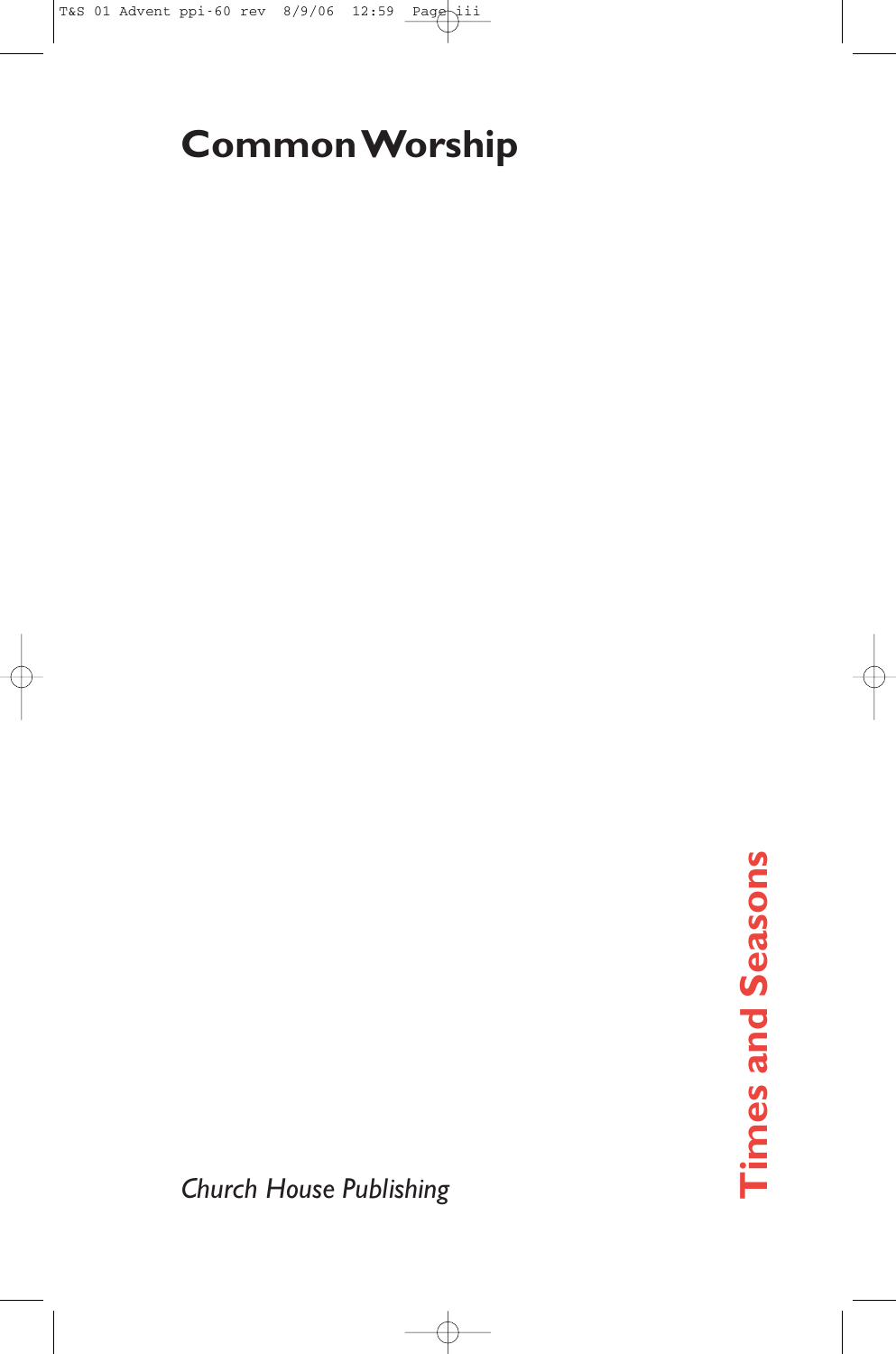# Common Worship

# Times and Seasons

*Church House Publishing*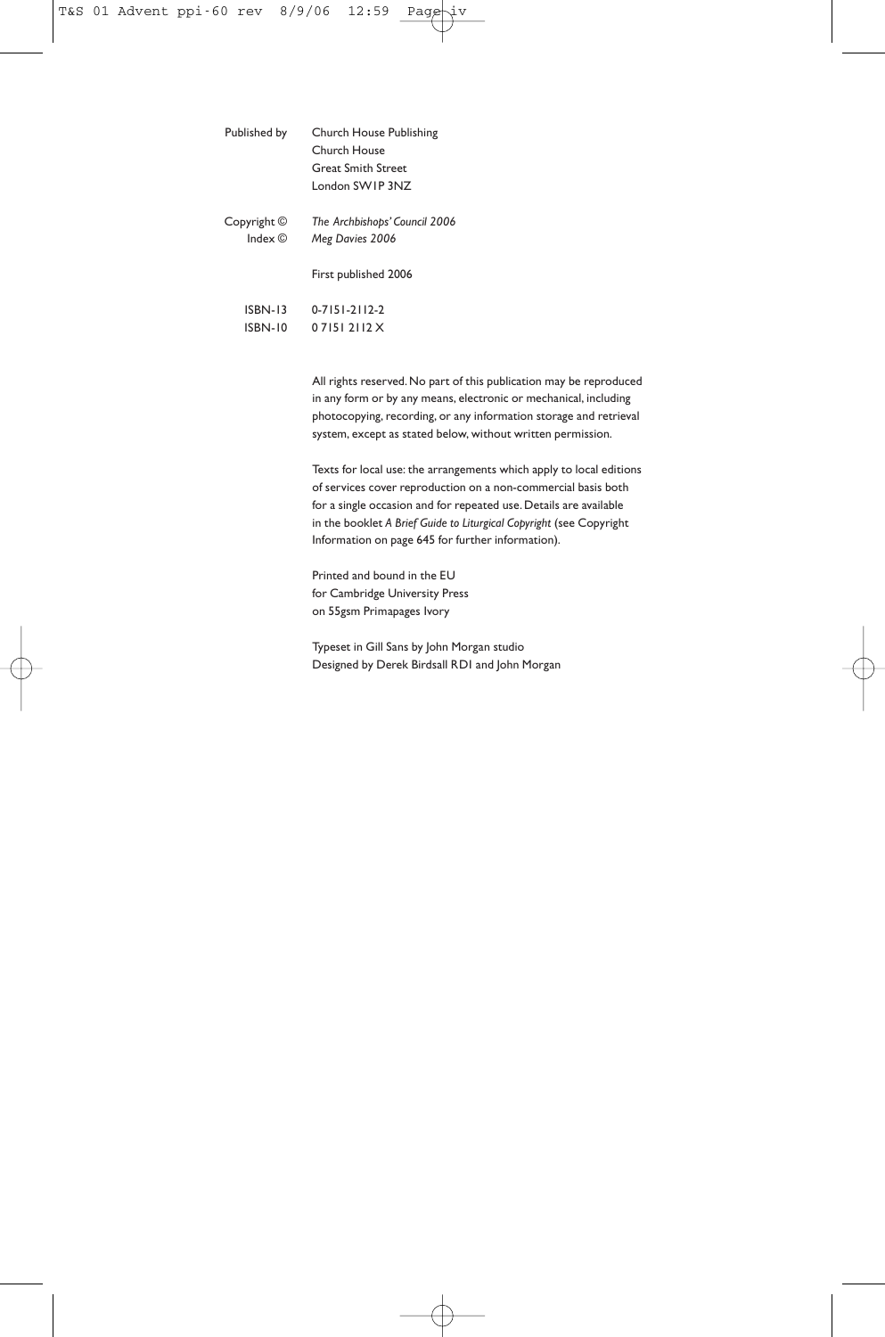| | |
|---|---|
| Published by | Church House Publishing<br>Church House<br>Great Smith Street<br>London SW1P 3NZ |
| Copyright © | *The Archbishops' Council 2006* |
| Index © | *Meg Davies 2006* |
| | First published 2006 |
| ISBN-13 | 0-7151-2112-2 |
| ISBN-10 | 0 7151 2112 X |

All rights reserved. No part of this publication may be reproduced in any form or by any means, electronic or mechanical, including photocopying, recording, or any information storage and retrieval system, except as stated below, without written permission.

Texts for local use: the arrangements which apply to local editions of services cover reproduction on a non-commercial basis both for a single occasion and for repeated use. Details are available in the booklet *A Brief Guide to Liturgical Copyright* (see Copyright Information on page 645 for further information).

Printed and bound in the EU
for Cambridge University Press
on 55gsm Primapages Ivory

Typeset in Gill Sans by John Morgan studio
Designed by Derek Birdsall RDI and John Morgan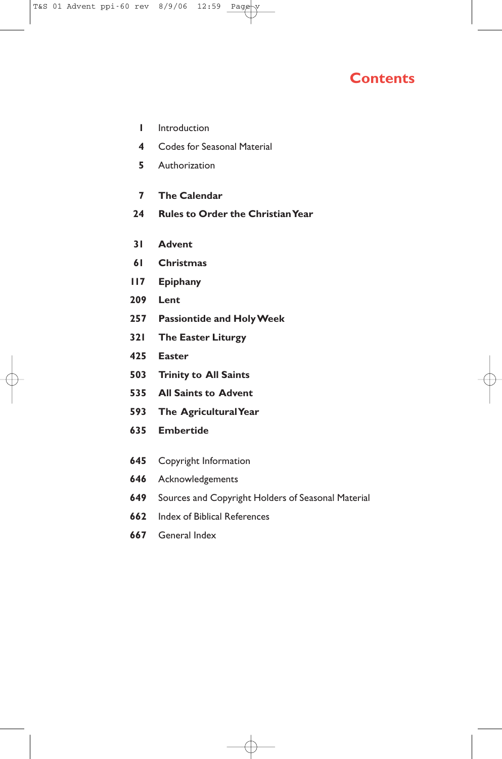# Contents

| | |
|---|---|
| **1** | Introduction |
| **4** | Codes for Seasonal Material |
| **5** | Authorization |
| **7** | **The Calendar** |
| **24** | **Rules to Order the Christian Year** |
| **31** | **Advent** |
| **61** | **Christmas** |
| **117** | **Epiphany** |
| **209** | **Lent** |
| **257** | **Passiontide and Holy Week** |
| **321** | **The Easter Liturgy** |
| **425** | **Easter** |
| **503** | **Trinity to All Saints** |
| **535** | **All Saints to Advent** |
| **593** | **The Agricultural Year** |
| **635** | **Embertide** |
| **645** | Copyright Information |
| **646** | Acknowledgements |
| **649** | Sources and Copyright Holders of Seasonal Material |
| **662** | Index of Biblical References |
| **667** | General Index |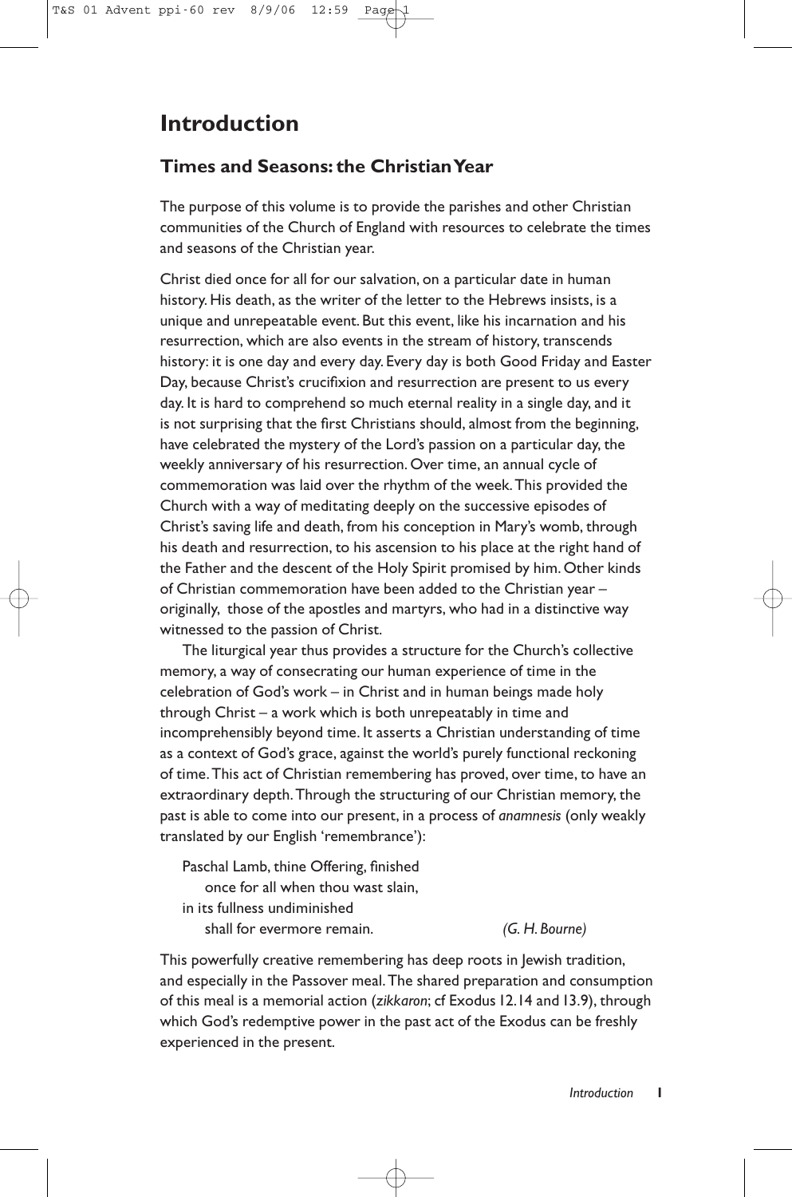# Introduction

## Times and Seasons: the Christian Year

The purpose of this volume is to provide the parishes and other Christian communities of the Church of England with resources to celebrate the times and seasons of the Christian year.

Christ died once for all for our salvation, on a particular date in human history. His death, as the writer of the letter to the Hebrews insists, is a unique and unrepeatable event. But this event, like his incarnation and his resurrection, which are also events in the stream of history, transcends history: it is one day and every day. Every day is both Good Friday and Easter Day, because Christ's crucifixion and resurrection are present to us every day. It is hard to comprehend so much eternal reality in a single day, and it is not surprising that the first Christians should, almost from the beginning, have celebrated the mystery of the Lord's passion on a particular day, the weekly anniversary of his resurrection. Over time, an annual cycle of commemoration was laid over the rhythm of the week. This provided the Church with a way of meditating deeply on the successive episodes of Christ's saving life and death, from his conception in Mary's womb, through his death and resurrection, to his ascension to his place at the right hand of the Father and the descent of the Holy Spirit promised by him. Other kinds of Christian commemoration have been added to the Christian year – originally, those of the apostles and martyrs, who had in a distinctive way witnessed to the passion of Christ.

The liturgical year thus provides a structure for the Church's collective memory, a way of consecrating our human experience of time in the celebration of God's work – in Christ and in human beings made holy through Christ – a work which is both unrepeatably in time and incomprehensibly beyond time. It asserts a Christian understanding of time as a context of God's grace, against the world's purely functional reckoning of time. This act of Christian remembering has proved, over time, to have an extraordinary depth. Through the structuring of our Christian memory, the past is able to come into our present, in a process of *anamnesis* (only weakly translated by our English 'remembrance'):

> Paschal Lamb, thine Offering, finished
> once for all when thou wast slain,
> in its fullness undiminished
> shall for evermore remain. *(G. H. Bourne)*

This powerfully creative remembering has deep roots in Jewish tradition, and especially in the Passover meal. The shared preparation and consumption of this meal is a memorial action (*zikkaron*; cf Exodus 12.14 and 13.9), through which God's redemptive power in the past act of the Exodus can be freshly experienced in the present.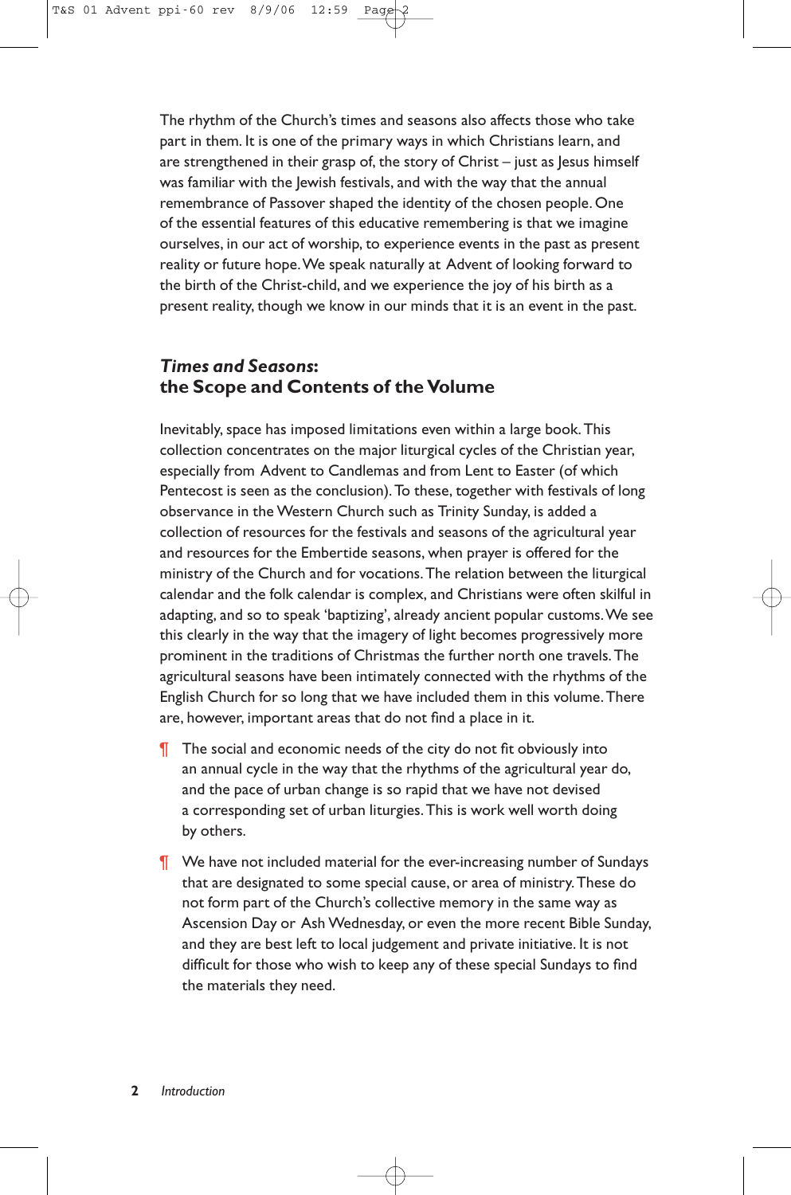The rhythm of the Church's times and seasons also affects those who take part in them. It is one of the primary ways in which Christians learn, and are strengthened in their grasp of, the story of Christ – just as Jesus himself was familiar with the Jewish festivals, and with the way that the annual remembrance of Passover shaped the identity of the chosen people. One of the essential features of this educative remembering is that we imagine ourselves, in our act of worship, to experience events in the past as present reality or future hope. We speak naturally at Advent of looking forward to the birth of the Christ-child, and we experience the joy of his birth as a present reality, though we know in our minds that it is an event in the past.

## *Times and Seasons*: the Scope and Contents of the Volume

Inevitably, space has imposed limitations even within a large book. This collection concentrates on the major liturgical cycles of the Christian year, especially from Advent to Candlemas and from Lent to Easter (of which Pentecost is seen as the conclusion). To these, together with festivals of long observance in the Western Church such as Trinity Sunday, is added a collection of resources for the festivals and seasons of the agricultural year and resources for the Embertide seasons, when prayer is offered for the ministry of the Church and for vocations. The relation between the liturgical calendar and the folk calendar is complex, and Christians were often skilful in adapting, and so to speak 'baptizing', already ancient popular customs. We see this clearly in the way that the imagery of light becomes progressively more prominent in the traditions of Christmas the further north one travels. The agricultural seasons have been intimately connected with the rhythms of the English Church for so long that we have included them in this volume. There are, however, important areas that do not find a place in it.

¶ The social and economic needs of the city do not fit obviously into an annual cycle in the way that the rhythms of the agricultural year do, and the pace of urban change is so rapid that we have not devised a corresponding set of urban liturgies. This is work well worth doing by others.

¶ We have not included material for the ever-increasing number of Sundays that are designated to some special cause, or area of ministry. These do not form part of the Church's collective memory in the same way as Ascension Day or Ash Wednesday, or even the more recent Bible Sunday, and they are best left to local judgement and private initiative. It is not difficult for those who wish to keep any of these special Sundays to find the materials they need.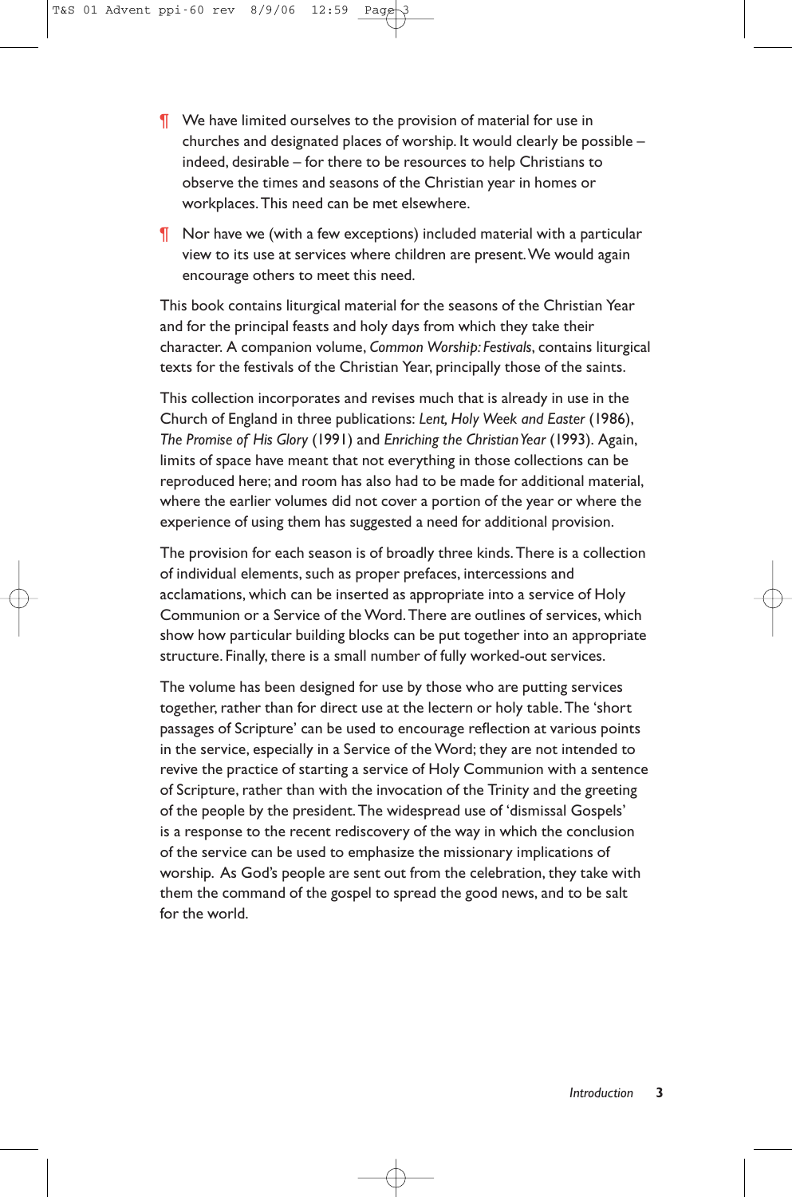¶ We have limited ourselves to the provision of material for use in churches and designated places of worship. It would clearly be possible – indeed, desirable – for there to be resources to help Christians to observe the times and seasons of the Christian year in homes or workplaces. This need can be met elsewhere.

¶ Nor have we (with a few exceptions) included material with a particular view to its use at services where children are present. We would again encourage others to meet this need.

This book contains liturgical material for the seasons of the Christian Year and for the principal feasts and holy days from which they take their character. A companion volume, *Common Worship: Festivals*, contains liturgical texts for the festivals of the Christian Year, principally those of the saints.

This collection incorporates and revises much that is already in use in the Church of England in three publications: *Lent, Holy Week and Easter* (1986), *The Promise of His Glory* (1991) and *Enriching the Christian Year* (1993). Again, limits of space have meant that not everything in those collections can be reproduced here; and room has also had to be made for additional material, where the earlier volumes did not cover a portion of the year or where the experience of using them has suggested a need for additional provision.

The provision for each season is of broadly three kinds. There is a collection of individual elements, such as proper prefaces, intercessions and acclamations, which can be inserted as appropriate into a service of Holy Communion or a Service of the Word. There are outlines of services, which show how particular building blocks can be put together into an appropriate structure. Finally, there is a small number of fully worked-out services.

The volume has been designed for use by those who are putting services together, rather than for direct use at the lectern or holy table. The 'short passages of Scripture' can be used to encourage reflection at various points in the service, especially in a Service of the Word; they are not intended to revive the practice of starting a service of Holy Communion with a sentence of Scripture, rather than with the invocation of the Trinity and the greeting of the people by the president. The widespread use of 'dismissal Gospels' is a response to the recent rediscovery of the way in which the conclusion of the service can be used to emphasize the missionary implications of worship. As God's people are sent out from the celebration, they take with them the command of the gospel to spread the good news, and to be salt for the world.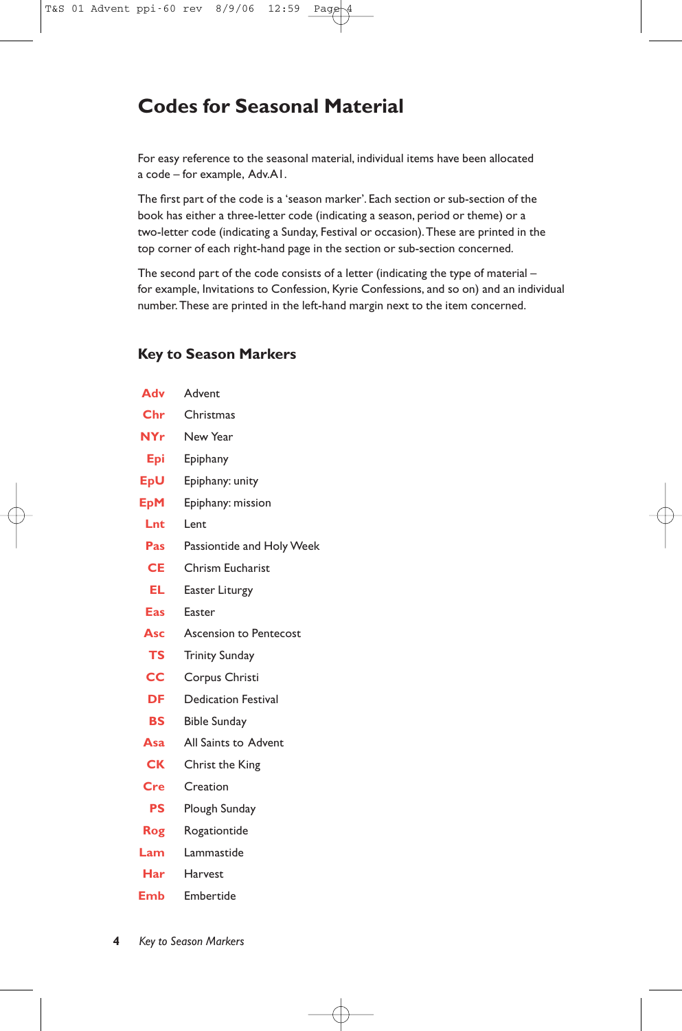# Codes for Seasonal Material

For easy reference to the seasonal material, individual items have been allocated a code – for example, Adv.A1.

The first part of the code is a 'season marker'. Each section or sub-section of the book has either a three-letter code (indicating a season, period or theme) or a two-letter code (indicating a Sunday, Festival or occasion). These are printed in the top corner of each right-hand page in the section or sub-section concerned.

The second part of the code consists of a letter (indicating the type of material – for example, Invitations to Confession, Kyrie Confessions, and so on) and an individual number. These are printed in the left-hand margin next to the item concerned.

## Key to Season Markers

| | |
|---|---|
| **Adv** | Advent |
| **Chr** | Christmas |
| **NYr** | New Year |
| **Epi** | Epiphany |
| **EpU** | Epiphany: unity |
| **EpM** | Epiphany: mission |
| **Lnt** | Lent |
| **Pas** | Passiontide and Holy Week |
| **CE** | Chrism Eucharist |
| **EL** | Easter Liturgy |
| **Eas** | Easter |
| **Asc** | Ascension to Pentecost |
| **TS** | Trinity Sunday |
| **CC** | Corpus Christi |
| **DF** | Dedication Festival |
| **BS** | Bible Sunday |
| **Asa** | All Saints to Advent |
| **CK** | Christ the King |
| **Cre** | Creation |
| **PS** | Plough Sunday |
| **Rog** | Rogationtide |
| **Lam** | Lammastide |
| **Har** | Harvest |
| **Emb** | Embertide |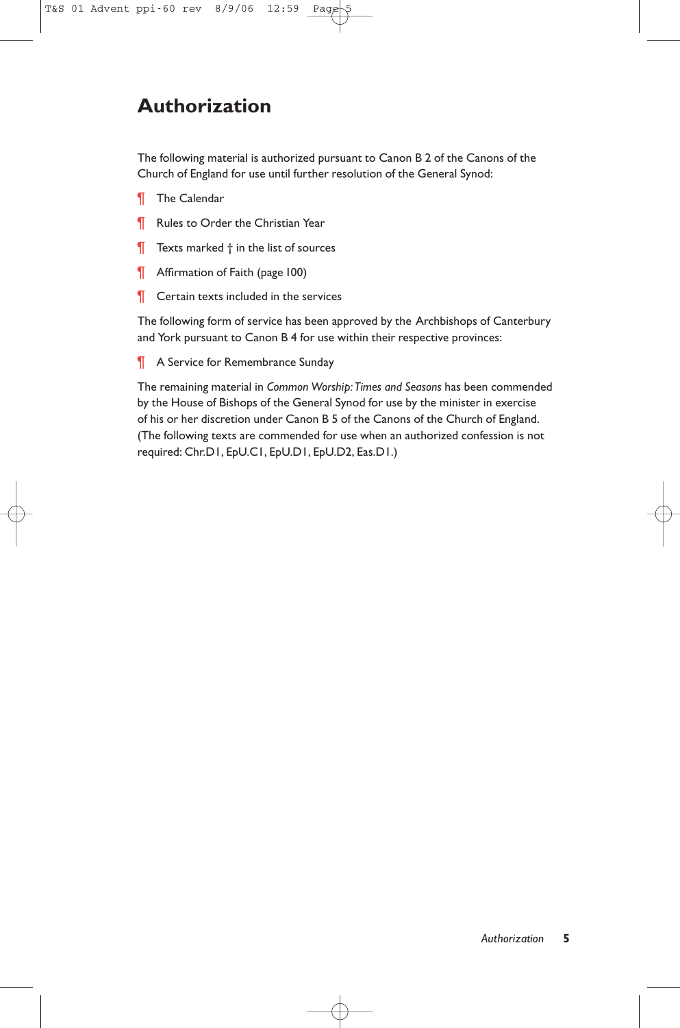# Authorization

The following material is authorized pursuant to Canon B 2 of the Canons of the Church of England for use until further resolution of the General Synod:

¶ The Calendar

¶ Rules to Order the Christian Year

¶ Texts marked † in the list of sources

¶ Affirmation of Faith (page 100)

¶ Certain texts included in the services

The following form of service has been approved by the Archbishops of Canterbury and York pursuant to Canon B 4 for use within their respective provinces:

¶ A Service for Remembrance Sunday

The remaining material in *Common Worship: Times and Seasons* has been commended by the House of Bishops of the General Synod for use by the minister in exercise of his or her discretion under Canon B 5 of the Canons of the Church of England. (The following texts are commended for use when an authorized confession is not required: Chr.D1, EpU.C1, EpU.D1, EpU.D2, Eas.D1.)